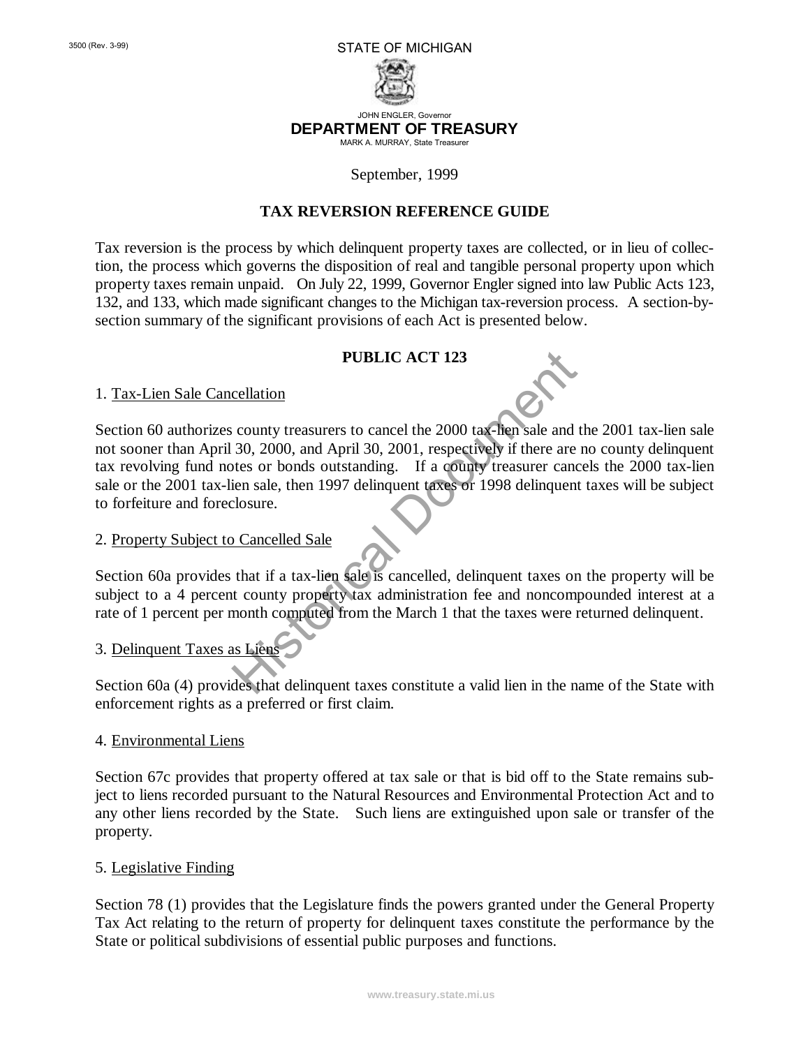3500 (Rev. 3-99)

STATE OF MICHIGAN

JOHN ENGLER, Governor

**DEPARTMENT OF TREASURY**

MARK A. MURRAY, State Treasurer

September, 1999

# TAX REVERSION REFERENCE GUIDE

Tax reversion is the process by which delinquent property taxes are collected, or in lieu of collection, the process which governs the disposition of real and tangible personal property upon which property taxes remain unpaid. On July 22, 1999, Governor Engler signed into law Public Acts 123, 132, and 133, which made significant changes to the Michigan tax-reversion process. A section-by-section summary of the significant provisions of each Act is presented below.

## PUBLIC ACT 123

1. Tax-Lien Sale Cancellation

Section 60 authorizes county treasurers to cancel the 2000 tax-lien sale and the 2001 tax-lien sale not sooner than April 30, 2000, and April 30, 2001, respectively if there are no county delinquent tax revolving fund notes or bonds outstanding. If a county treasurer cancels the 2000 tax-lien sale or the 2001 tax-lien sale, then 1997 delinquent taxes or 1998 delinquent taxes will be subject to forfeiture and foreclosure.

2. Property Subject to Cancelled Sale

Section 60a provides that if a tax-lien sale is cancelled, delinquent taxes on the property will be subject to a 4 percent county property tax administration fee and noncompounded interest at a rate of 1 percent per month computed from the March 1 that the taxes were returned delinquent.

3. Delinquent Taxes as Liens

Section 60a (4) provides that delinquent taxes constitute a valid lien in the name of the State with enforcement rights as a preferred or first claim.

4. Environmental Liens

Section 67c provides that property offered at tax sale or that is bid off to the State remains subject to liens recorded pursuant to the Natural Resources and Environmental Protection Act and to any other liens recorded by the State. Such liens are extinguished upon sale or transfer of the property.

5. Legislative Finding

Section 78 (1) provides that the Legislature finds the powers granted under the General Property Tax Act relating to the return of property for delinquent taxes constitute the performance by the State or political subdivisions of essential public purposes and functions.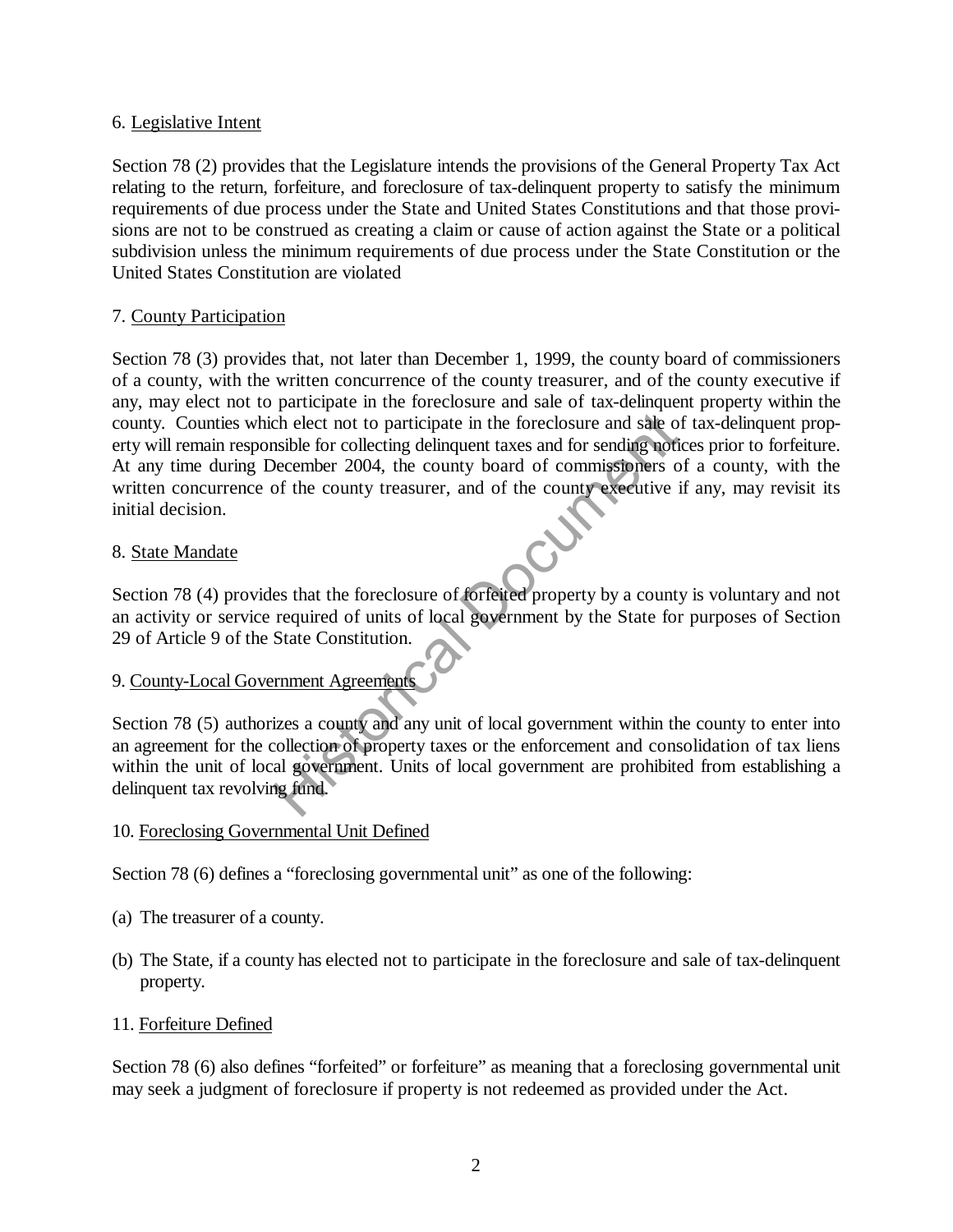6. Legislative Intent

Section 78 (2) provides that the Legislature intends the provisions of the General Property Tax Act relating to the return, forfeiture, and foreclosure of tax-delinquent property to satisfy the minimum requirements of due process under the State and United States Constitutions and that those provisions are not to be construed as creating a claim or cause of action against the State or a political subdivision unless the minimum requirements of due process under the State Constitution or the United States Constitution are violated

7. County Participation

Section 78 (3) provides that, not later than December 1, 1999, the county board of commissioners of a county, with the written concurrence of the county treasurer, and of the county executive if any, may elect not to participate in the foreclosure and sale of tax-delinquent property within the county. Counties which elect not to participate in the foreclosure and sale of tax-delinquent property will remain responsible for collecting delinquent taxes and for sending notices prior to forfeiture. At any time during December 2004, the county board of commissioners of a county, with the written concurrence of the county treasurer, and of the county executive if any, may revisit its initial decision.

8. State Mandate

Section 78 (4) provides that the foreclosure of forfeited property by a county is voluntary and not an activity or service required of units of local government by the State for purposes of Section 29 of Article 9 of the State Constitution.

9. County-Local Government Agreements

Section 78 (5) authorizes a county and any unit of local government within the county to enter into an agreement for the collection of property taxes or the enforcement and consolidation of tax liens within the unit of local government. Units of local government are prohibited from establishing a delinquent tax revolving fund.

10. Foreclosing Governmental Unit Defined

Section 78 (6) defines a "foreclosing governmental unit" as one of the following:

(a) The treasurer of a county.

(b) The State, if a county has elected not to participate in the foreclosure and sale of tax-delinquent property.

11. Forfeiture Defined

Section 78 (6) also defines "forfeited" or forfeiture" as meaning that a foreclosing governmental unit may seek a judgment of foreclosure if property is not redeemed as provided under the Act.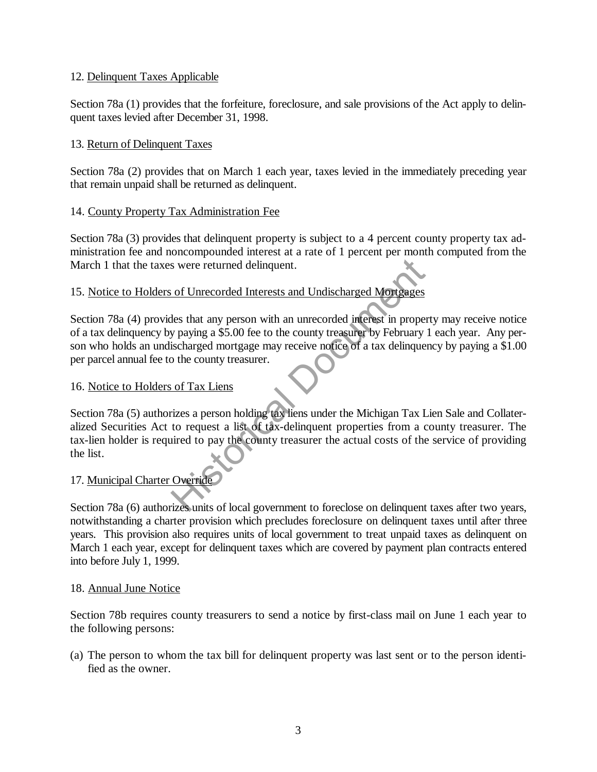12. Delinquent Taxes Applicable

Section 78a (1) provides that the forfeiture, foreclosure, and sale provisions of the Act apply to delinquent taxes levied after December 31, 1998.

13. Return of Delinquent Taxes

Section 78a (2) provides that on March 1 each year, taxes levied in the immediately preceding year that remain unpaid shall be returned as delinquent.

14. County Property Tax Administration Fee

Section 78a (3) provides that delinquent property is subject to a 4 percent county property tax administration fee and noncompounded interest at a rate of 1 percent per month computed from the March 1 that the taxes were returned delinquent.

15. Notice to Holders of Unrecorded Interests and Undischarged Mortgages

Section 78a (4) provides that any person with an unrecorded interest in property may receive notice of a tax delinquency by paying a $5.00 fee to the county treasurer by February 1 each year. Any person who holds an undischarged mortgage may receive notice of a tax delinquency by paying a $1.00 per parcel annual fee to the county treasurer.

16. Notice to Holders of Tax Liens

Section 78a (5) authorizes a person holding tax liens under the Michigan Tax Lien Sale and Collateralized Securities Act to request a list of tax-delinquent properties from a county treasurer. The tax-lien holder is required to pay the county treasurer the actual costs of the service of providing the list.

17. Municipal Charter Override

Section 78a (6) authorizes units of local government to foreclose on delinquent taxes after two years, notwithstanding a charter provision which precludes foreclosure on delinquent taxes until after three years. This provision also requires units of local government to treat unpaid taxes as delinquent on March 1 each year, except for delinquent taxes which are covered by payment plan contracts entered into before July 1, 1999.

18. Annual June Notice

Section 78b requires county treasurers to send a notice by first-class mail on June 1 each year to the following persons:

(a) The person to whom the tax bill for delinquent property was last sent or to the person identified as the owner.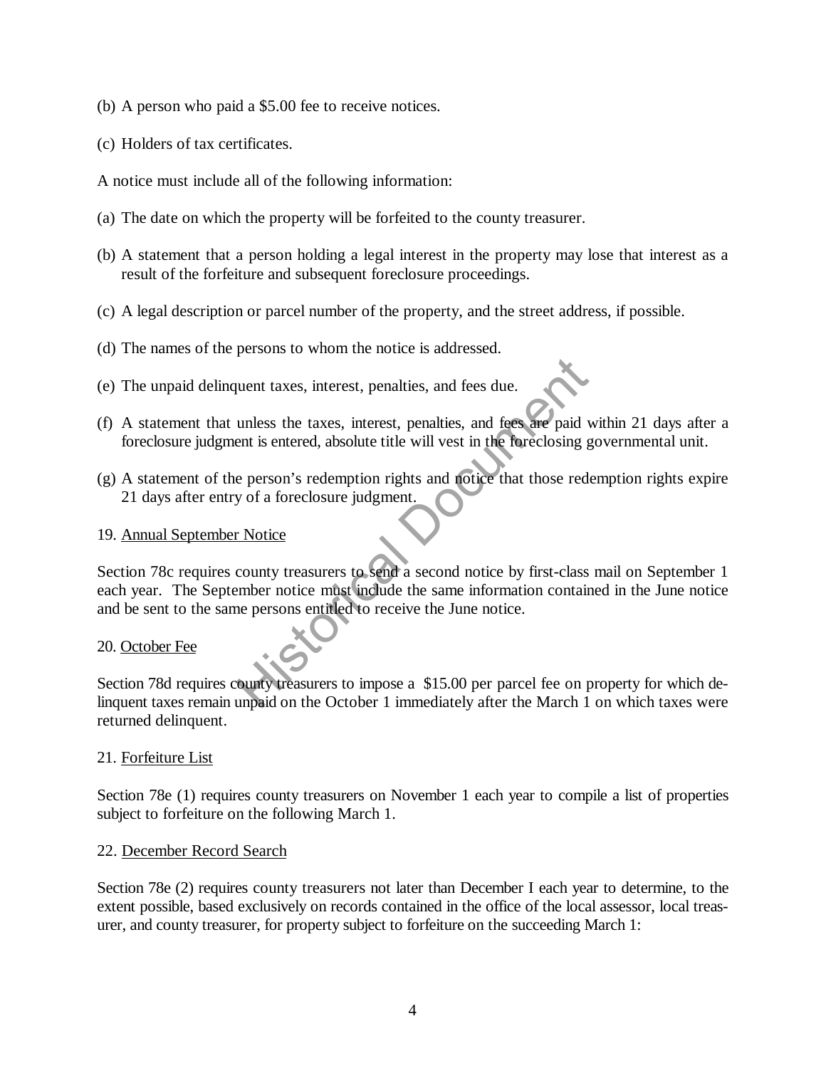(b) A person who paid a $5.00 fee to receive notices.

(c) Holders of tax certificates.

A notice must include all of the following information:

(a) The date on which the property will be forfeited to the county treasurer.

(b) A statement that a person holding a legal interest in the property may lose that interest as a result of the forfeiture and subsequent foreclosure proceedings.

(c) A legal description or parcel number of the property, and the street address, if possible.

(d) The names of the persons to whom the notice is addressed.

(e) The unpaid delinquent taxes, interest, penalties, and fees due.

(f) A statement that unless the taxes, interest, penalties, and fees are paid within 21 days after a foreclosure judgment is entered, absolute title will vest in the foreclosing governmental unit.

(g) A statement of the person's redemption rights and notice that those redemption rights expire 21 days after entry of a foreclosure judgment.

19. <u>Annual September Notice</u>

Section 78c requires county treasurers to send a second notice by first-class mail on September 1 each year. The September notice must include the same information contained in the June notice and be sent to the same persons entitled to receive the June notice.

20. <u>October Fee</u>

Section 78d requires county treasurers to impose a $15.00 per parcel fee on property for which delinquent taxes remain unpaid on the October 1 immediately after the March 1 on which taxes were returned delinquent.

21. <u>Forfeiture List</u>

Section 78e (1) requires county treasurers on November 1 each year to compile a list of properties subject to forfeiture on the following March 1.

22. <u>December Record Search</u>

Section 78e (2) requires county treasurers not later than December I each year to determine, to the extent possible, based exclusively on records contained in the office of the local assessor, local treasurer, and county treasurer, for property subject to forfeiture on the succeeding March 1: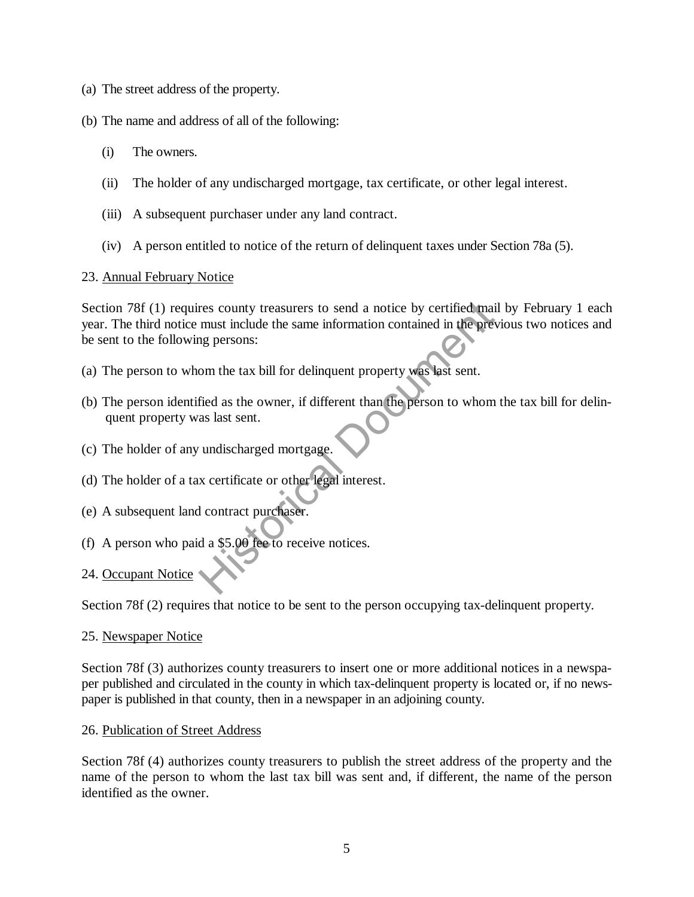(a) The street address of the property.

(b) The name and address of all of the following:

   (i) The owners.

   (ii) The holder of any undischarged mortgage, tax certificate, or other legal interest.

   (iii) A subsequent purchaser under any land contract.

   (iv) A person entitled to notice of the return of delinquent taxes under Section 78a (5).

23. <u>Annual February Notice</u>

Section 78f (1) requires county treasurers to send a notice by certified mail by February 1 each year. The third notice must include the same information contained in the previous two notices and be sent to the following persons:

(a) The person to whom the tax bill for delinquent property was last sent.

(b) The person identified as the owner, if different than the person to whom the tax bill for delinquent property was last sent.

(c) The holder of any undischarged mortgage.

(d) The holder of a tax certificate or other legal interest.

(e) A subsequent land contract purchaser.

(f) A person who paid a $5.00 fee to receive notices.

24. <u>Occupant Notice</u>

Section 78f (2) requires that notice to be sent to the person occupying tax-delinquent property.

25. <u>Newspaper Notice</u>

Section 78f (3) authorizes county treasurers to insert one or more additional notices in a newspaper published and circulated in the county in which tax-delinquent property is located or, if no newspaper is published in that county, then in a newspaper in an adjoining county.

26. <u>Publication of Street Address</u>

Section 78f (4) authorizes county treasurers to publish the street address of the property and the name of the person to whom the last tax bill was sent and, if different, the name of the person identified as the owner.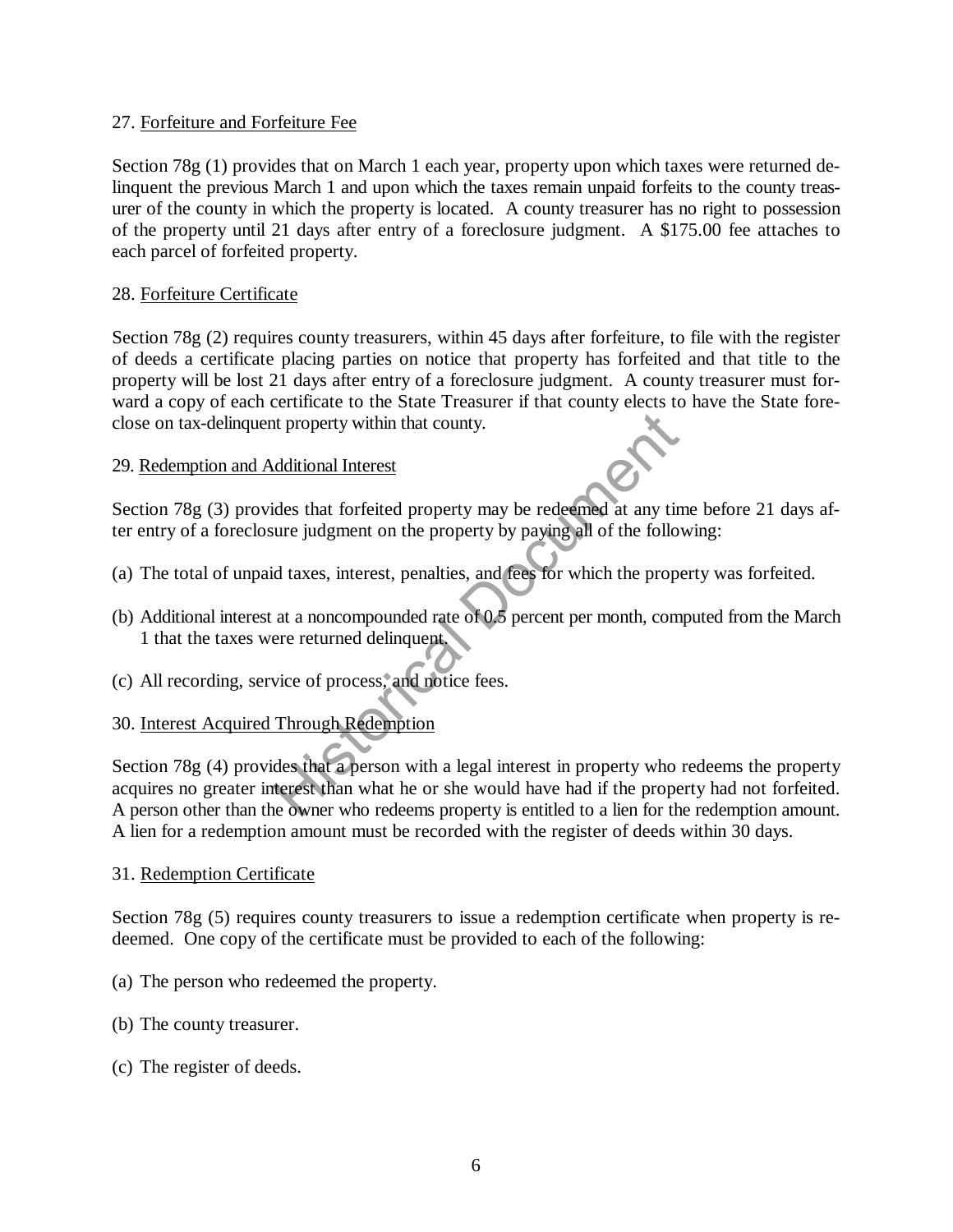27. Forfeiture and Forfeiture Fee

Section 78g (1) provides that on March 1 each year, property upon which taxes were returned delinquent the previous March 1 and upon which the taxes remain unpaid forfeits to the county treasurer of the county in which the property is located. A county treasurer has no right to possession of the property until 21 days after entry of a foreclosure judgment. A $175.00 fee attaches to each parcel of forfeited property.

28. Forfeiture Certificate

Section 78g (2) requires county treasurers, within 45 days after forfeiture, to file with the register of deeds a certificate placing parties on notice that property has forfeited and that title to the property will be lost 21 days after entry of a foreclosure judgment. A county treasurer must forward a copy of each certificate to the State Treasurer if that county elects to have the State foreclose on tax-delinquent property within that county.

29. Redemption and Additional Interest

Section 78g (3) provides that forfeited property may be redeemed at any time before 21 days after entry of a foreclosure judgment on the property by paying all of the following:

(a) The total of unpaid taxes, interest, penalties, and fees for which the property was forfeited.

(b) Additional interest at a noncompounded rate of 0.5 percent per month, computed from the March 1 that the taxes were returned delinquent.

(c) All recording, service of process, and notice fees.

30. Interest Acquired Through Redemption

Section 78g (4) provides that a person with a legal interest in property who redeems the property acquires no greater interest than what he or she would have had if the property had not forfeited. A person other than the owner who redeems property is entitled to a lien for the redemption amount. A lien for a redemption amount must be recorded with the register of deeds within 30 days.

31. Redemption Certificate

Section 78g (5) requires county treasurers to issue a redemption certificate when property is redeemed. One copy of the certificate must be provided to each of the following:

(a) The person who redeemed the property.

(b) The county treasurer.

(c) The register of deeds.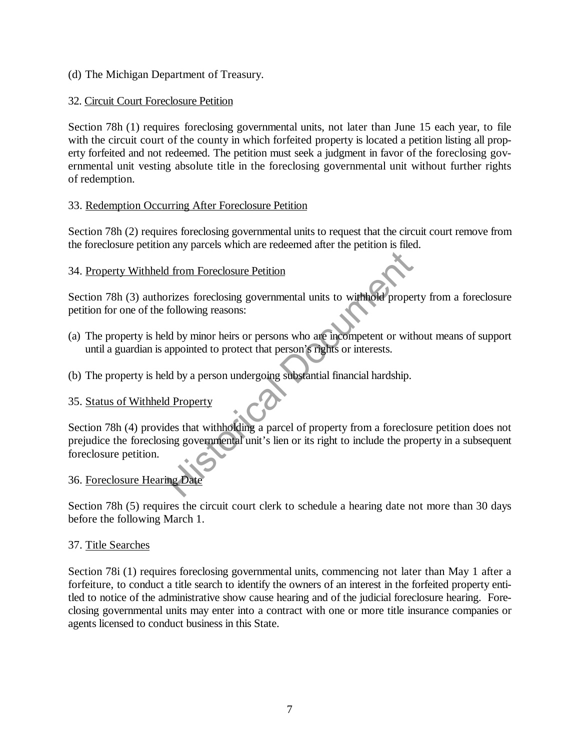(d) The Michigan Department of Treasury.

32. <u>Circuit Court Foreclosure Petition</u>

Section 78h (1) requires foreclosing governmental units, not later than June 15 each year, to file with the circuit court of the county in which forfeited property is located a petition listing all property forfeited and not redeemed. The petition must seek a judgment in favor of the foreclosing governmental unit vesting absolute title in the foreclosing governmental unit without further rights of redemption.

33. <u>Redemption Occurring After Foreclosure Petition</u>

Section 78h (2) requires foreclosing governmental units to request that the circuit court remove from the foreclosure petition any parcels which are redeemed after the petition is filed.

34. <u>Property Withheld from Foreclosure Petition</u>

Section 78h (3) authorizes foreclosing governmental units to withhold property from a foreclosure petition for one of the following reasons:

(a) The property is held by minor heirs or persons who are incompetent or without means of support until a guardian is appointed to protect that person's rights or interests.

(b) The property is held by a person undergoing substantial financial hardship.

35. <u>Status of Withheld Property</u>

Section 78h (4) provides that withholding a parcel of property from a foreclosure petition does not prejudice the foreclosing governmental unit's lien or its right to include the property in a subsequent foreclosure petition.

36. <u>Foreclosure Hearing Date</u>

Section 78h (5) requires the circuit court clerk to schedule a hearing date not more than 30 days before the following March 1.

37. <u>Title Searches</u>

Section 78i (1) requires foreclosing governmental units, commencing not later than May 1 after a forfeiture, to conduct a title search to identify the owners of an interest in the forfeited property entitled to notice of the administrative show cause hearing and of the judicial foreclosure hearing. Foreclosing governmental units may enter into a contract with one or more title insurance companies or agents licensed to conduct business in this State.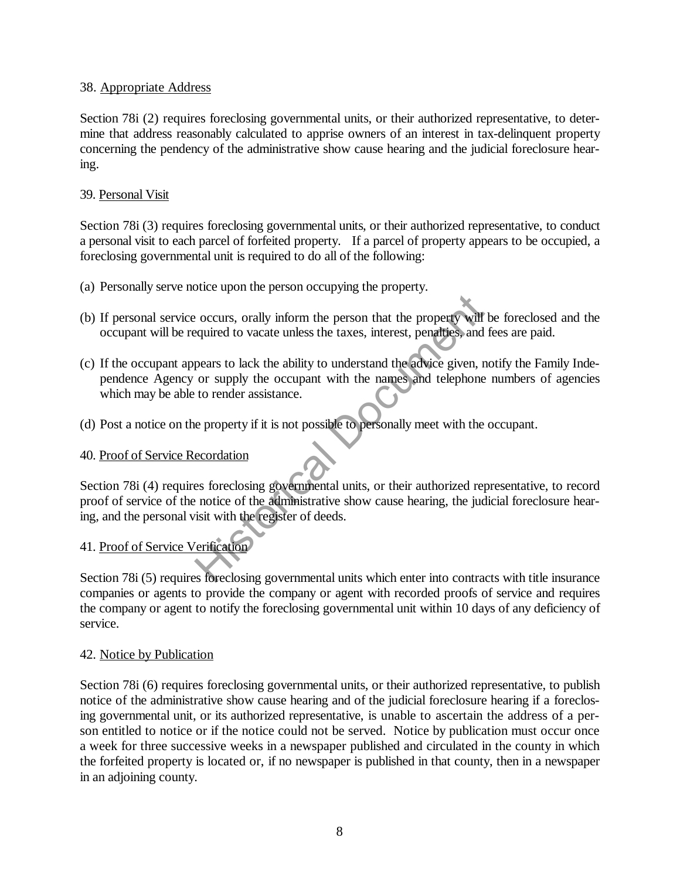38. Appropriate Address

Section 78i (2) requires foreclosing governmental units, or their authorized representative, to determine that address reasonably calculated to apprise owners of an interest in tax-delinquent property concerning the pendency of the administrative show cause hearing and the judicial foreclosure hearing.

39. Personal Visit

Section 78i (3) requires foreclosing governmental units, or their authorized representative, to conduct a personal visit to each parcel of forfeited property. If a parcel of property appears to be occupied, a foreclosing governmental unit is required to do all of the following:

(a) Personally serve notice upon the person occupying the property.

(b) If personal service occurs, orally inform the person that the property will be foreclosed and the occupant will be required to vacate unless the taxes, interest, penalties, and fees are paid.

(c) If the occupant appears to lack the ability to understand the advice given, notify the Family Independence Agency or supply the occupant with the names and telephone numbers of agencies which may be able to render assistance.

(d) Post a notice on the property if it is not possible to personally meet with the occupant.

40. Proof of Service Recordation

Section 78i (4) requires foreclosing governmental units, or their authorized representative, to record proof of service of the notice of the administrative show cause hearing, the judicial foreclosure hearing, and the personal visit with the register of deeds.

41. Proof of Service Verification

Section 78i (5) requires foreclosing governmental units which enter into contracts with title insurance companies or agents to provide the company or agent with recorded proofs of service and requires the company or agent to notify the foreclosing governmental unit within 10 days of any deficiency of service.

42. Notice by Publication

Section 78i (6) requires foreclosing governmental units, or their authorized representative, to publish notice of the administrative show cause hearing and of the judicial foreclosure hearing if a foreclosing governmental unit, or its authorized representative, is unable to ascertain the address of a person entitled to notice or if the notice could not be served. Notice by publication must occur once a week for three successive weeks in a newspaper published and circulated in the county in which the forfeited property is located or, if no newspaper is published in that county, then in a newspaper in an adjoining county.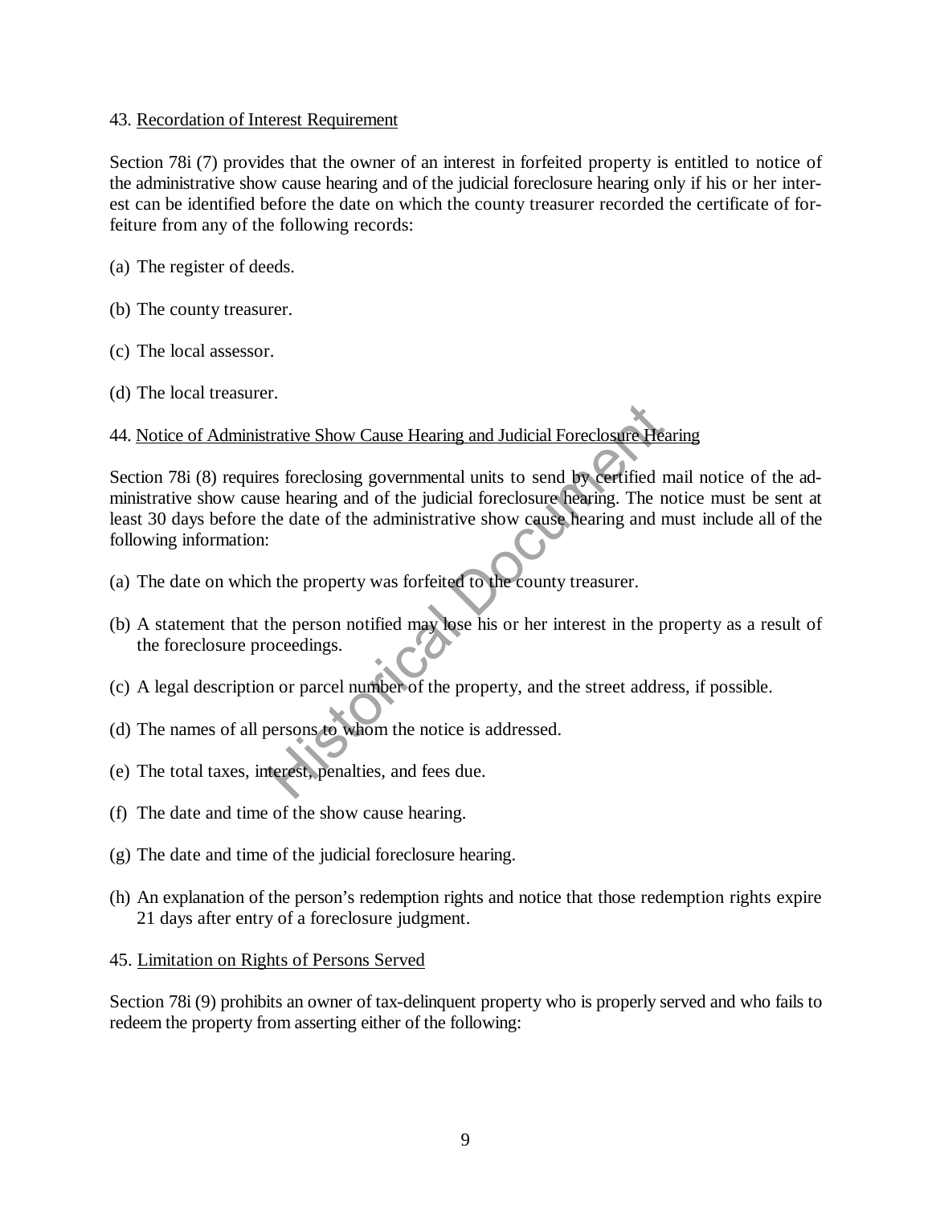43. Recordation of Interest Requirement

Section 78i (7) provides that the owner of an interest in forfeited property is entitled to notice of the administrative show cause hearing and of the judicial foreclosure hearing only if his or her interest can be identified before the date on which the county treasurer recorded the certificate of forfeiture from any of the following records:

(a) The register of deeds.

(b) The county treasurer.

(c) The local assessor.

(d) The local treasurer.

44. Notice of Administrative Show Cause Hearing and Judicial Foreclosure Hearing

Section 78i (8) requires foreclosing governmental units to send by certified mail notice of the administrative show cause hearing and of the judicial foreclosure hearing. The notice must be sent at least 30 days before the date of the administrative show cause hearing and must include all of the following information:

(a) The date on which the property was forfeited to the county treasurer.

(b) A statement that the person notified may lose his or her interest in the property as a result of the foreclosure proceedings.

(c) A legal description or parcel number of the property, and the street address, if possible.

(d) The names of all persons to whom the notice is addressed.

(e) The total taxes, interest, penalties, and fees due.

(f) The date and time of the show cause hearing.

(g) The date and time of the judicial foreclosure hearing.

(h) An explanation of the person's redemption rights and notice that those redemption rights expire 21 days after entry of a foreclosure judgment.

45. Limitation on Rights of Persons Served

Section 78i (9) prohibits an owner of tax-delinquent property who is properly served and who fails to redeem the property from asserting either of the following: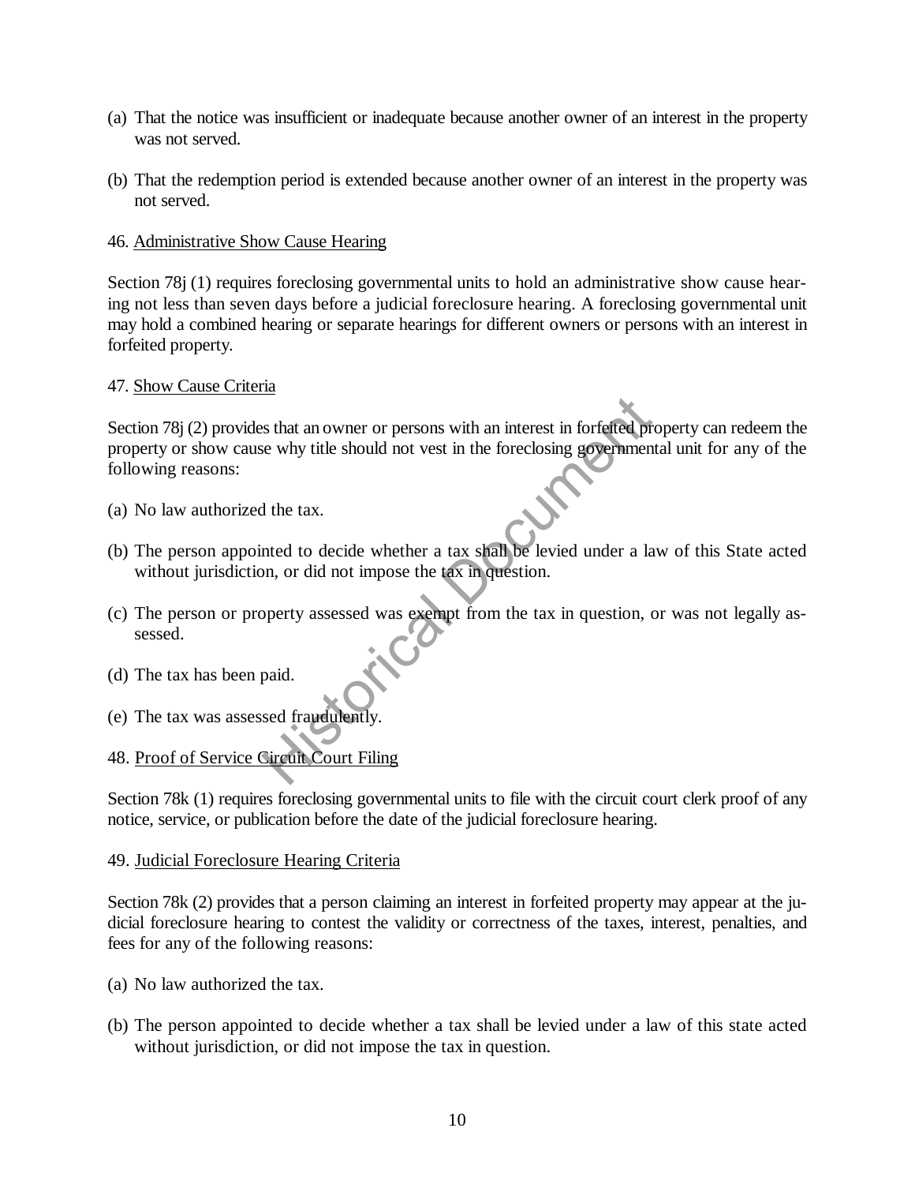(a) That the notice was insufficient or inadequate because another owner of an interest in the property was not served.

(b) That the redemption period is extended because another owner of an interest in the property was not served.

46. Administrative Show Cause Hearing

Section 78j (1) requires foreclosing governmental units to hold an administrative show cause hearing not less than seven days before a judicial foreclosure hearing. A foreclosing governmental unit may hold a combined hearing or separate hearings for different owners or persons with an interest in forfeited property.

47. Show Cause Criteria

Section 78j (2) provides that an owner or persons with an interest in forfeited property can redeem the property or show cause why title should not vest in the foreclosing governmental unit for any of the following reasons:

(a) No law authorized the tax.

(b) The person appointed to decide whether a tax shall be levied under a law of this State acted without jurisdiction, or did not impose the tax in question.

(c) The person or property assessed was exempt from the tax in question, or was not legally assessed.

(d) The tax has been paid.

(e) The tax was assessed fraudulently.

48. Proof of Service Circuit Court Filing

Section 78k (1) requires foreclosing governmental units to file with the circuit court clerk proof of any notice, service, or publication before the date of the judicial foreclosure hearing.

49. Judicial Foreclosure Hearing Criteria

Section 78k (2) provides that a person claiming an interest in forfeited property may appear at the judicial foreclosure hearing to contest the validity or correctness of the taxes, interest, penalties, and fees for any of the following reasons:

(a) No law authorized the tax.

(b) The person appointed to decide whether a tax shall be levied under a law of this state acted without jurisdiction, or did not impose the tax in question.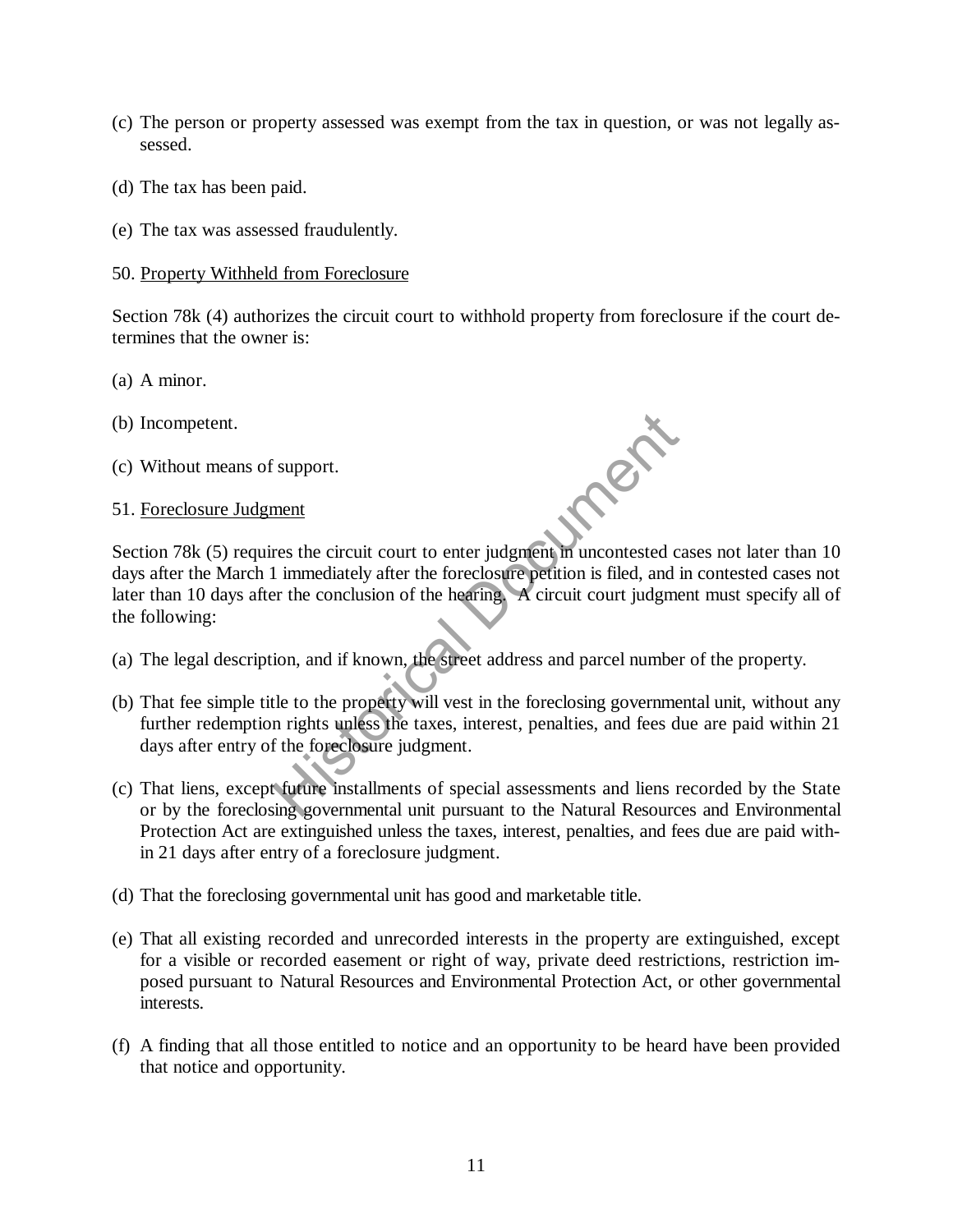(c) The person or property assessed was exempt from the tax in question, or was not legally assessed.

(d) The tax has been paid.

(e) The tax was assessed fraudulently.

50. Property Withheld from Foreclosure

Section 78k (4) authorizes the circuit court to withhold property from foreclosure if the court determines that the owner is:

(a) A minor.

(b) Incompetent.

(c) Without means of support.

51. Foreclosure Judgment

Section 78k (5) requires the circuit court to enter judgment in uncontested cases not later than 10 days after the March 1 immediately after the foreclosure petition is filed, and in contested cases not later than 10 days after the conclusion of the hearing. A circuit court judgment must specify all of the following:

(a) The legal description, and if known, the street address and parcel number of the property.

(b) That fee simple title to the property will vest in the foreclosing governmental unit, without any further redemption rights unless the taxes, interest, penalties, and fees due are paid within 21 days after entry of the foreclosure judgment.

(c) That liens, except future installments of special assessments and liens recorded by the State or by the foreclosing governmental unit pursuant to the Natural Resources and Environmental Protection Act are extinguished unless the taxes, interest, penalties, and fees due are paid within 21 days after entry of a foreclosure judgment.

(d) That the foreclosing governmental unit has good and marketable title.

(e) That all existing recorded and unrecorded interests in the property are extinguished, except for a visible or recorded easement or right of way, private deed restrictions, restriction imposed pursuant to Natural Resources and Environmental Protection Act, or other governmental interests.

(f) A finding that all those entitled to notice and an opportunity to be heard have been provided that notice and opportunity.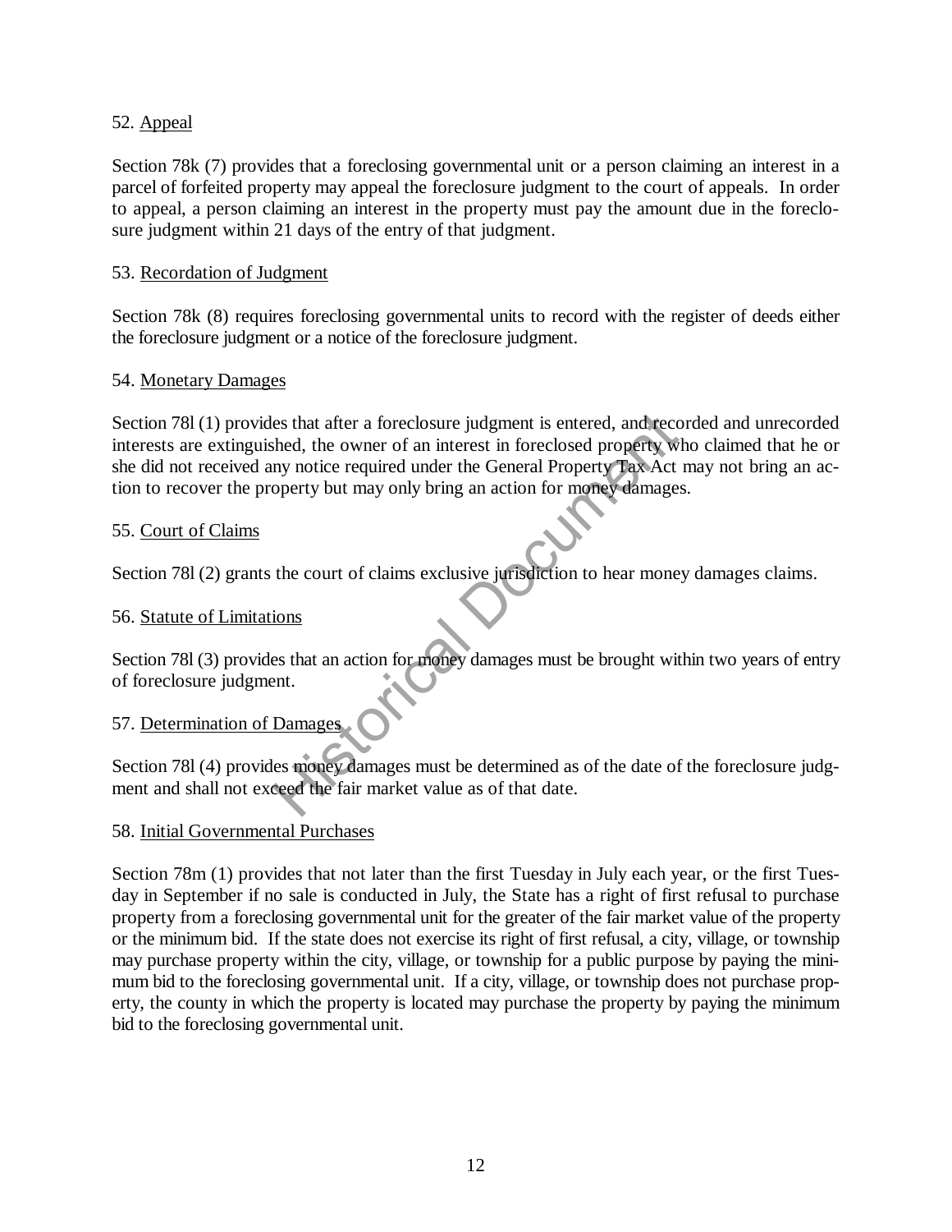52. Appeal

Section 78k (7) provides that a foreclosing governmental unit or a person claiming an interest in a parcel of forfeited property may appeal the foreclosure judgment to the court of appeals. In order to appeal, a person claiming an interest in the property must pay the amount due in the foreclosure judgment within 21 days of the entry of that judgment.

53. Recordation of Judgment

Section 78k (8) requires foreclosing governmental units to record with the register of deeds either the foreclosure judgment or a notice of the foreclosure judgment.

54. Monetary Damages

Section 78l (1) provides that after a foreclosure judgment is entered, and recorded and unrecorded interests are extinguished, the owner of an interest in foreclosed property who claimed that he or she did not received any notice required under the General Property Tax Act may not bring an action to recover the property but may only bring an action for money damages.

55. Court of Claims

Section 78l (2) grants the court of claims exclusive jurisdiction to hear money damages claims.

56. Statute of Limitations

Section 78l (3) provides that an action for money damages must be brought within two years of entry of foreclosure judgment.

57. Determination of Damages

Section 78l (4) provides money damages must be determined as of the date of the foreclosure judgment and shall not exceed the fair market value as of that date.

58. Initial Governmental Purchases

Section 78m (1) provides that not later than the first Tuesday in July each year, or the first Tuesday in September if no sale is conducted in July, the State has a right of first refusal to purchase property from a foreclosing governmental unit for the greater of the fair market value of the property or the minimum bid. If the state does not exercise its right of first refusal, a city, village, or township may purchase property within the city, village, or township for a public purpose by paying the minimum bid to the foreclosing governmental unit. If a city, village, or township does not purchase property, the county in which the property is located may purchase the property by paying the minimum bid to the foreclosing governmental unit.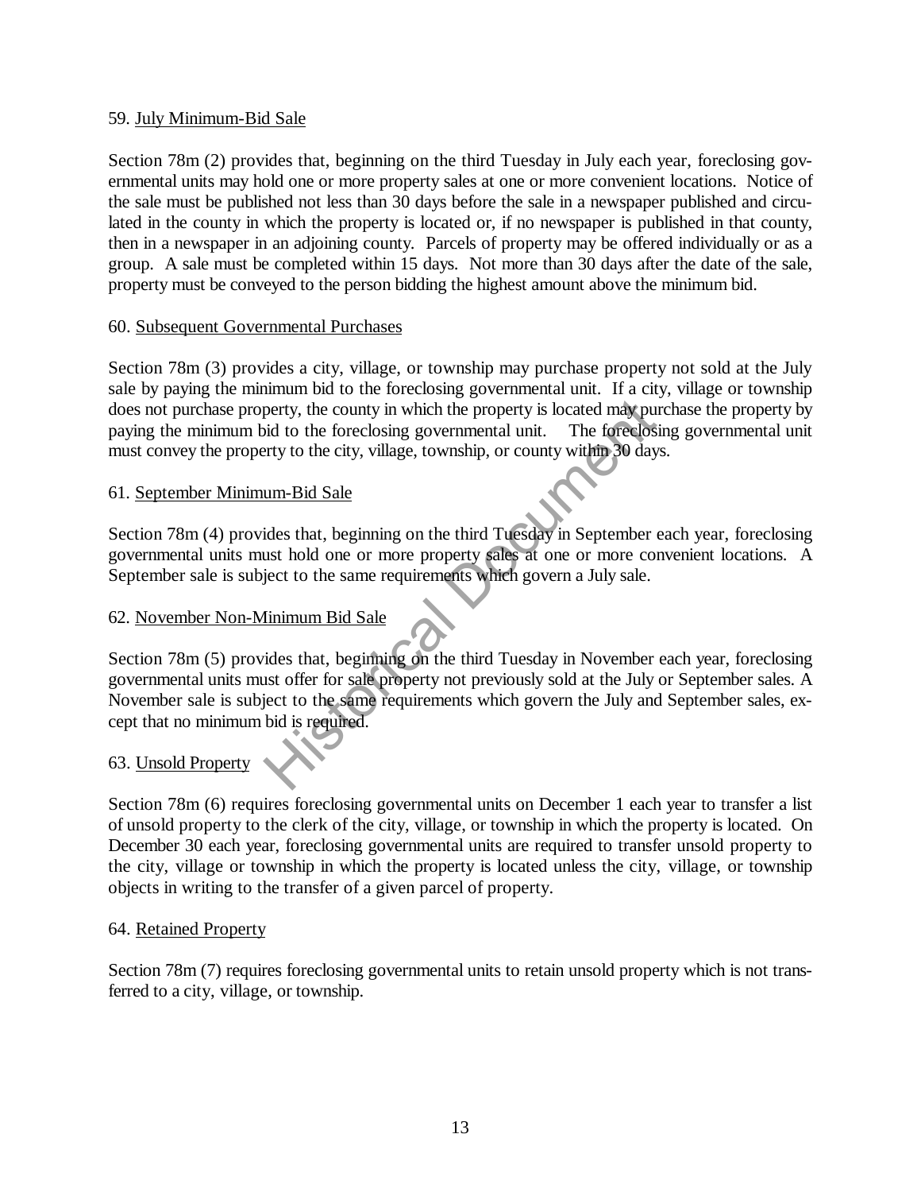59. July Minimum-Bid Sale

Section 78m (2) provides that, beginning on the third Tuesday in July each year, foreclosing governmental units may hold one or more property sales at one or more convenient locations. Notice of the sale must be published not less than 30 days before the sale in a newspaper published and circulated in the county in which the property is located or, if no newspaper is published in that county, then in a newspaper in an adjoining county. Parcels of property may be offered individually or as a group. A sale must be completed within 15 days. Not more than 30 days after the date of the sale, property must be conveyed to the person bidding the highest amount above the minimum bid.

60. Subsequent Governmental Purchases

Section 78m (3) provides a city, village, or township may purchase property not sold at the July sale by paying the minimum bid to the foreclosing governmental unit. If a city, village or township does not purchase property, the county in which the property is located may purchase the property by paying the minimum bid to the foreclosing governmental unit. The foreclosing governmental unit must convey the property to the city, village, township, or county within 30 days.

61. September Minimum-Bid Sale

Section 78m (4) provides that, beginning on the third Tuesday in September each year, foreclosing governmental units must hold one or more property sales at one or more convenient locations. A September sale is subject to the same requirements which govern a July sale.

62. November Non-Minimum Bid Sale

Section 78m (5) provides that, beginning on the third Tuesday in November each year, foreclosing governmental units must offer for sale property not previously sold at the July or September sales. A November sale is subject to the same requirements which govern the July and September sales, except that no minimum bid is required.

63. Unsold Property

Section 78m (6) requires foreclosing governmental units on December 1 each year to transfer a list of unsold property to the clerk of the city, village, or township in which the property is located. On December 30 each year, foreclosing governmental units are required to transfer unsold property to the city, village or township in which the property is located unless the city, village, or township objects in writing to the transfer of a given parcel of property.

64. Retained Property

Section 78m (7) requires foreclosing governmental units to retain unsold property which is not transferred to a city, village, or township.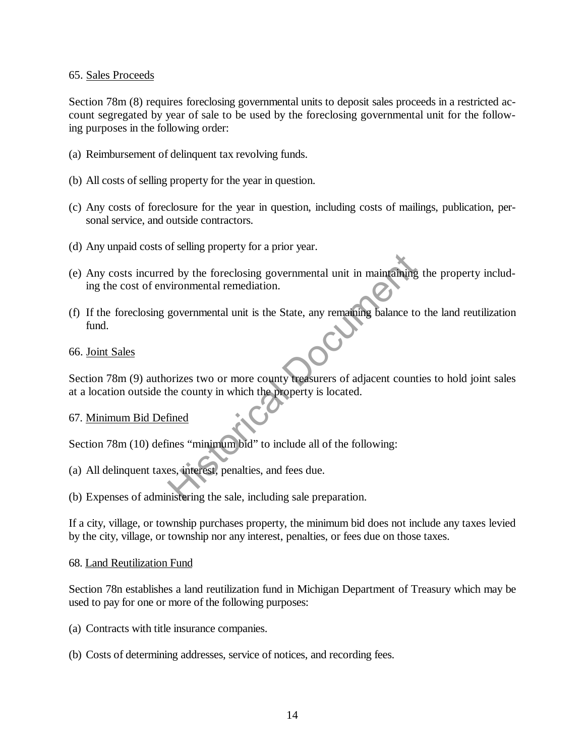65. Sales Proceeds

Section 78m (8) requires foreclosing governmental units to deposit sales proceeds in a restricted account segregated by year of sale to be used by the foreclosing governmental unit for the following purposes in the following order:

(a) Reimbursement of delinquent tax revolving funds.

(b) All costs of selling property for the year in question.

(c) Any costs of foreclosure for the year in question, including costs of mailings, publication, personal service, and outside contractors.

(d) Any unpaid costs of selling property for a prior year.

(e) Any costs incurred by the foreclosing governmental unit in maintaining the property including the cost of environmental remediation.

(f) If the foreclosing governmental unit is the State, any remaining balance to the land reutilization fund.

66. Joint Sales

Section 78m (9) authorizes two or more county treasurers of adjacent counties to hold joint sales at a location outside the county in which the property is located.

67. Minimum Bid Defined

Section 78m (10) defines "minimum bid" to include all of the following:

(a) All delinquent taxes, interest, penalties, and fees due.

(b) Expenses of administering the sale, including sale preparation.

If a city, village, or township purchases property, the minimum bid does not include any taxes levied by the city, village, or township nor any interest, penalties, or fees due on those taxes.

68. Land Reutilization Fund

Section 78n establishes a land reutilization fund in Michigan Department of Treasury which may be used to pay for one or more of the following purposes:

(a) Contracts with title insurance companies.

(b) Costs of determining addresses, service of notices, and recording fees.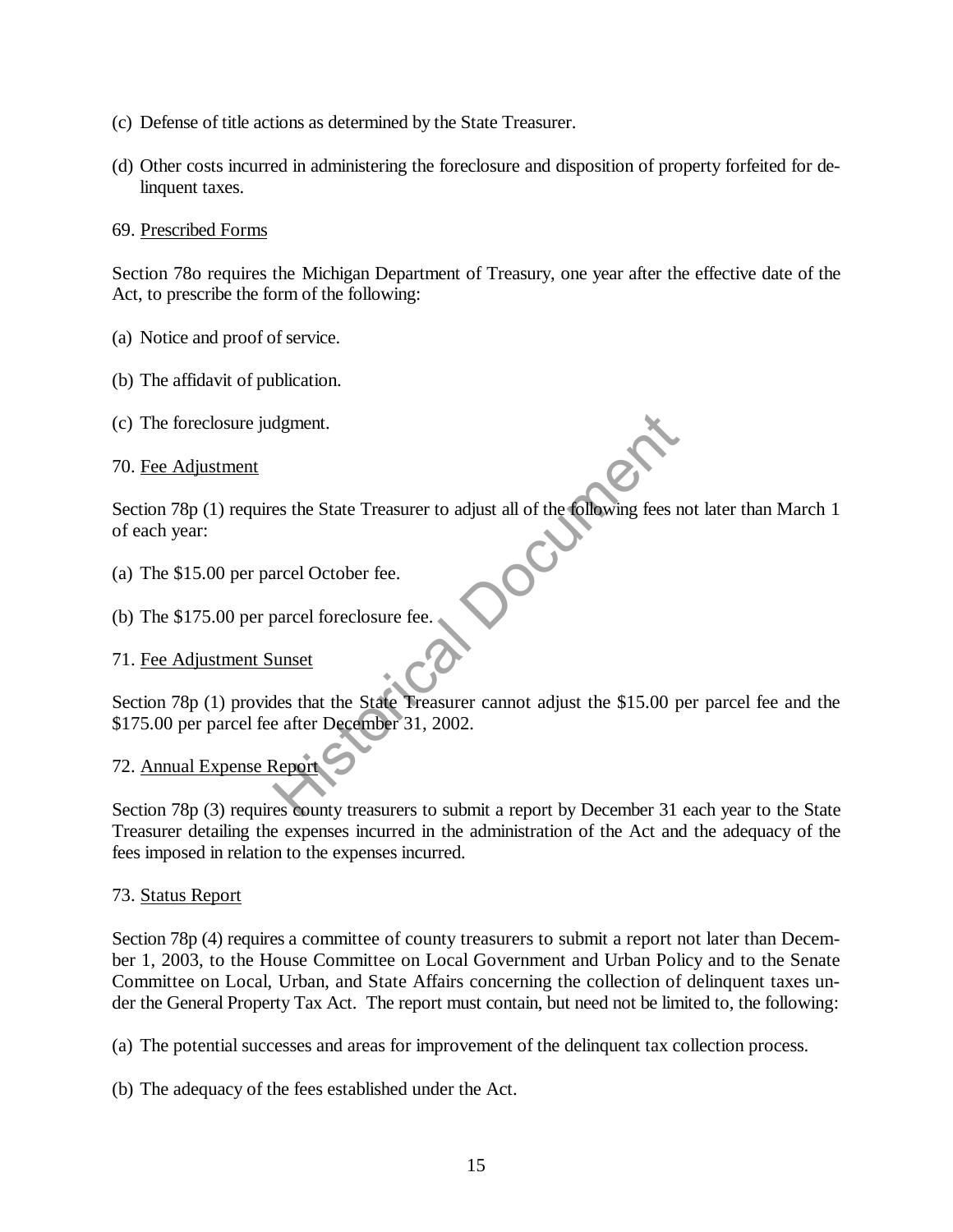(c) Defense of title actions as determined by the State Treasurer.

(d) Other costs incurred in administering the foreclosure and disposition of property forfeited for delinquent taxes.

69. Prescribed Forms

Section 78o requires the Michigan Department of Treasury, one year after the effective date of the Act, to prescribe the form of the following:

(a) Notice and proof of service.

(b) The affidavit of publication.

(c) The foreclosure judgment.

70. Fee Adjustment

Section 78p (1) requires the State Treasurer to adjust all of the following fees not later than March 1 of each year:

(a) The $15.00 per parcel October fee.

(b) The $175.00 per parcel foreclosure fee.

71. Fee Adjustment Sunset

Section 78p (1) provides that the State Treasurer cannot adjust the $15.00 per parcel fee and the $175.00 per parcel fee after December 31, 2002.

72. Annual Expense Report

Section 78p (3) requires county treasurers to submit a report by December 31 each year to the State Treasurer detailing the expenses incurred in the administration of the Act and the adequacy of the fees imposed in relation to the expenses incurred.

73. Status Report

Section 78p (4) requires a committee of county treasurers to submit a report not later than December 1, 2003, to the House Committee on Local Government and Urban Policy and to the Senate Committee on Local, Urban, and State Affairs concerning the collection of delinquent taxes under the General Property Tax Act. The report must contain, but need not be limited to, the following:

(a) The potential successes and areas for improvement of the delinquent tax collection process.

(b) The adequacy of the fees established under the Act.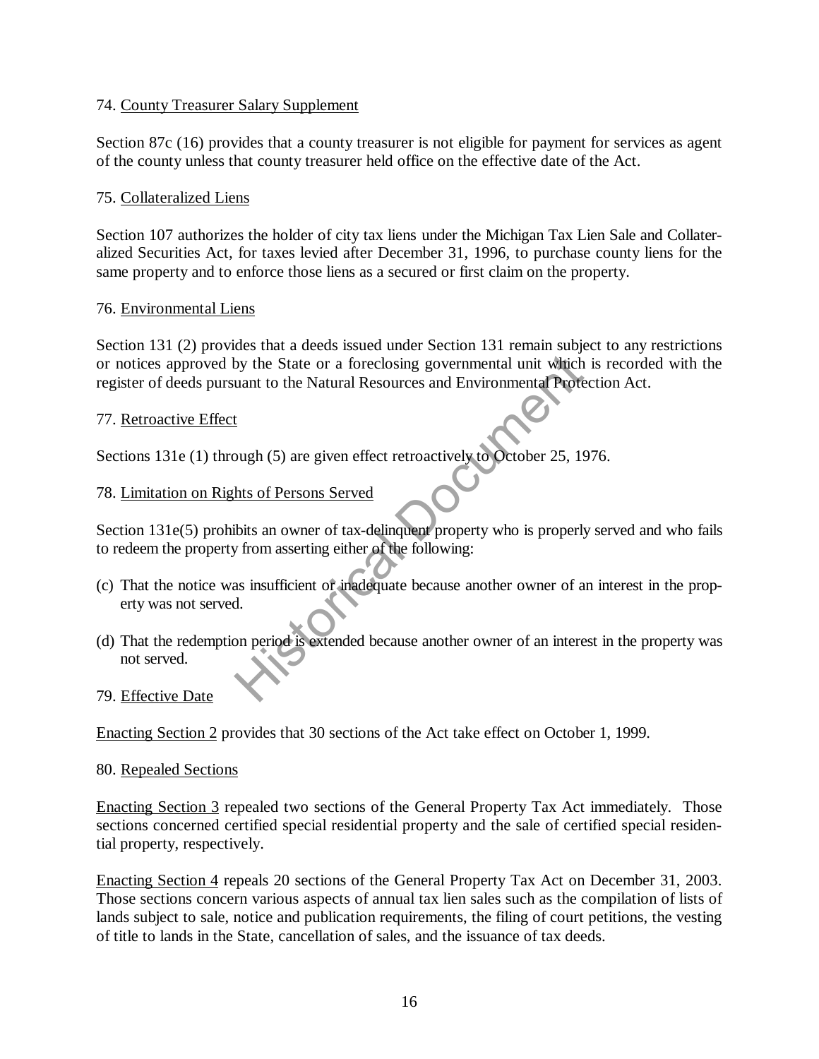74. County Treasurer Salary Supplement

Section 87c (16) provides that a county treasurer is not eligible for payment for services as agent of the county unless that county treasurer held office on the effective date of the Act.

75. Collateralized Liens

Section 107 authorizes the holder of city tax liens under the Michigan Tax Lien Sale and Collateralized Securities Act, for taxes levied after December 31, 1996, to purchase county liens for the same property and to enforce those liens as a secured or first claim on the property.

76. Environmental Liens

Section 131 (2) provides that a deeds issued under Section 131 remain subject to any restrictions or notices approved by the State or a foreclosing governmental unit which is recorded with the register of deeds pursuant to the Natural Resources and Environmental Protection Act.

77. Retroactive Effect

Sections 131e (1) through (5) are given effect retroactively to October 25, 1976.

78. Limitation on Rights of Persons Served

Section 131e(5) prohibits an owner of tax-delinquent property who is properly served and who fails to redeem the property from asserting either of the following:

(c) That the notice was insufficient or inadequate because another owner of an interest in the property was not served.

(d) That the redemption period is extended because another owner of an interest in the property was not served.

79. Effective Date

Enacting Section 2 provides that 30 sections of the Act take effect on October 1, 1999.

80. Repealed Sections

Enacting Section 3 repealed two sections of the General Property Tax Act immediately. Those sections concerned certified special residential property and the sale of certified special residential property, respectively.

Enacting Section 4 repeals 20 sections of the General Property Tax Act on December 31, 2003. Those sections concern various aspects of annual tax lien sales such as the compilation of lists of lands subject to sale, notice and publication requirements, the filing of court petitions, the vesting of title to lands in the State, cancellation of sales, and the issuance of tax deeds.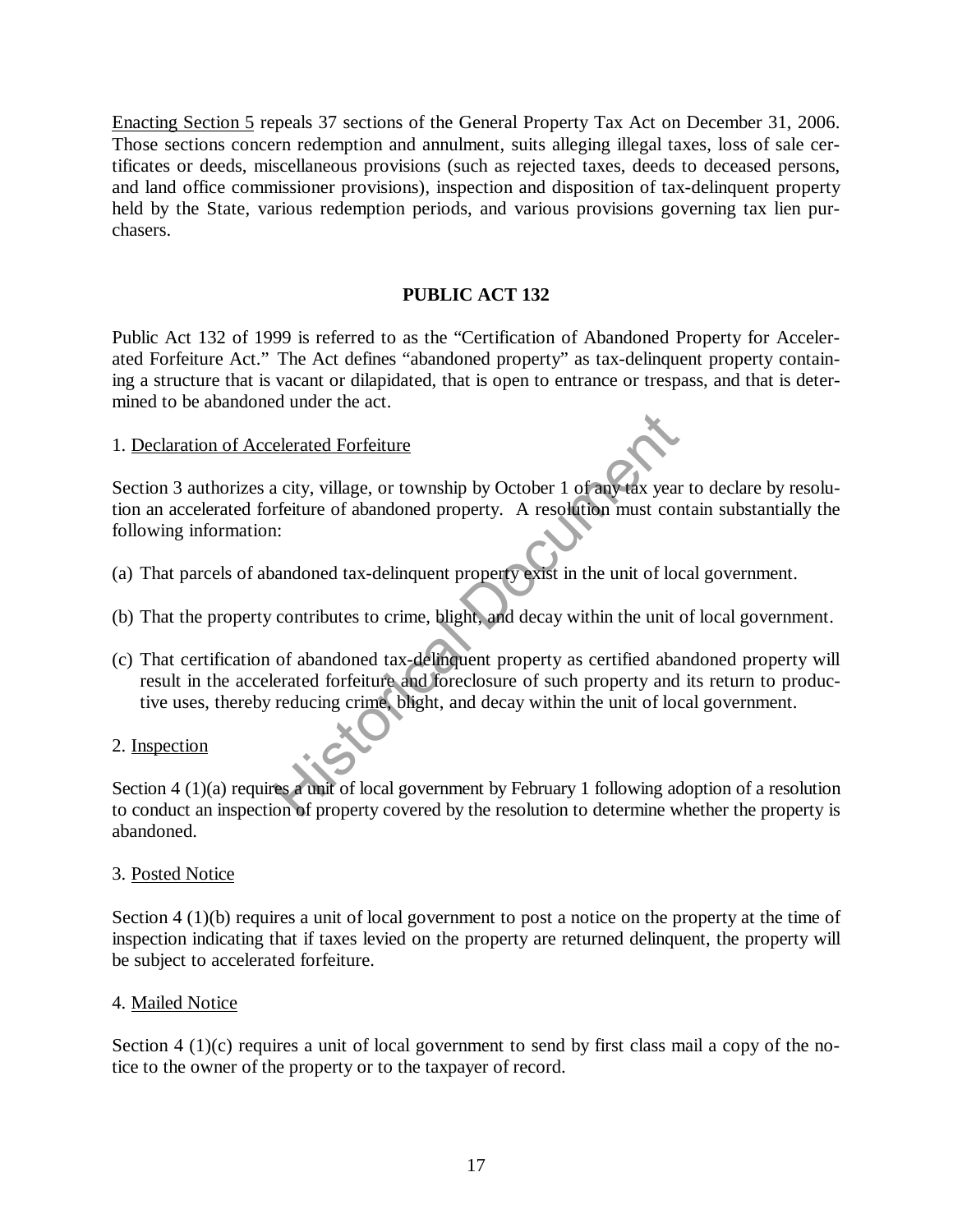Enacting Section 5 repeals 37 sections of the General Property Tax Act on December 31, 2006. Those sections concern redemption and annulment, suits alleging illegal taxes, loss of sale certificates or deeds, miscellaneous provisions (such as rejected taxes, deeds to deceased persons, and land office commissioner provisions), inspection and disposition of tax-delinquent property held by the State, various redemption periods, and various provisions governing tax lien purchasers.

## PUBLIC ACT 132

Public Act 132 of 1999 is referred to as the "Certification of Abandoned Property for Accelerated Forfeiture Act." The Act defines "abandoned property" as tax-delinquent property containing a structure that is vacant or dilapidated, that is open to entrance or trespass, and that is determined to be abandoned under the act.

1. Declaration of Accelerated Forfeiture

Section 3 authorizes a city, village, or township by October 1 of any tax year to declare by resolution an accelerated forfeiture of abandoned property. A resolution must contain substantially the following information:

(a) That parcels of abandoned tax-delinquent property exist in the unit of local government.

(b) That the property contributes to crime, blight, and decay within the unit of local government.

(c) That certification of abandoned tax-delinquent property as certified abandoned property will result in the accelerated forfeiture and foreclosure of such property and its return to productive uses, thereby reducing crime, blight, and decay within the unit of local government.

2. Inspection

Section 4 (1)(a) requires a unit of local government by February 1 following adoption of a resolution to conduct an inspection of property covered by the resolution to determine whether the property is abandoned.

3. Posted Notice

Section 4 (1)(b) requires a unit of local government to post a notice on the property at the time of inspection indicating that if taxes levied on the property are returned delinquent, the property will be subject to accelerated forfeiture.

4. Mailed Notice

Section 4 (1)(c) requires a unit of local government to send by first class mail a copy of the notice to the owner of the property or to the taxpayer of record.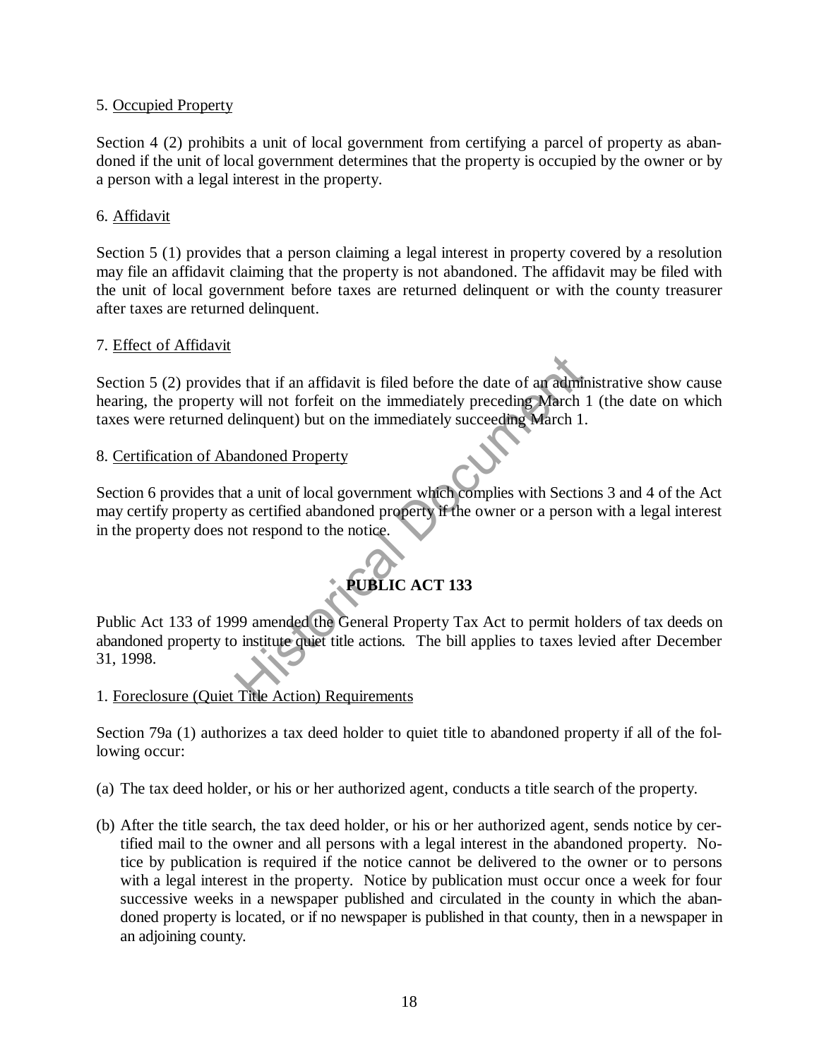5. Occupied Property

Section 4 (2) prohibits a unit of local government from certifying a parcel of property as abandoned if the unit of local government determines that the property is occupied by the owner or by a person with a legal interest in the property.

6. Affidavit

Section 5 (1) provides that a person claiming a legal interest in property covered by a resolution may file an affidavit claiming that the property is not abandoned. The affidavit may be filed with the unit of local government before taxes are returned delinquent or with the county treasurer after taxes are returned delinquent.

7. Effect of Affidavit

Section 5 (2) provides that if an affidavit is filed before the date of an administrative show cause hearing, the property will not forfeit on the immediately preceding March 1 (the date on which taxes were returned delinquent) but on the immediately succeeding March 1.

8. Certification of Abandoned Property

Section 6 provides that a unit of local government which complies with Sections 3 and 4 of the Act may certify property as certified abandoned property if the owner or a person with a legal interest in the property does not respond to the notice.

## PUBLIC ACT 133

Public Act 133 of 1999 amended the General Property Tax Act to permit holders of tax deeds on abandoned property to institute quiet title actions. The bill applies to taxes levied after December 31, 1998.

1. Foreclosure (Quiet Title Action) Requirements

Section 79a (1) authorizes a tax deed holder to quiet title to abandoned property if all of the following occur:

(a) The tax deed holder, or his or her authorized agent, conducts a title search of the property.

(b) After the title search, the tax deed holder, or his or her authorized agent, sends notice by certified mail to the owner and all persons with a legal interest in the abandoned property. Notice by publication is required if the notice cannot be delivered to the owner or to persons with a legal interest in the property. Notice by publication must occur once a week for four successive weeks in a newspaper published and circulated in the county in which the abandoned property is located, or if no newspaper is published in that county, then in a newspaper in an adjoining county.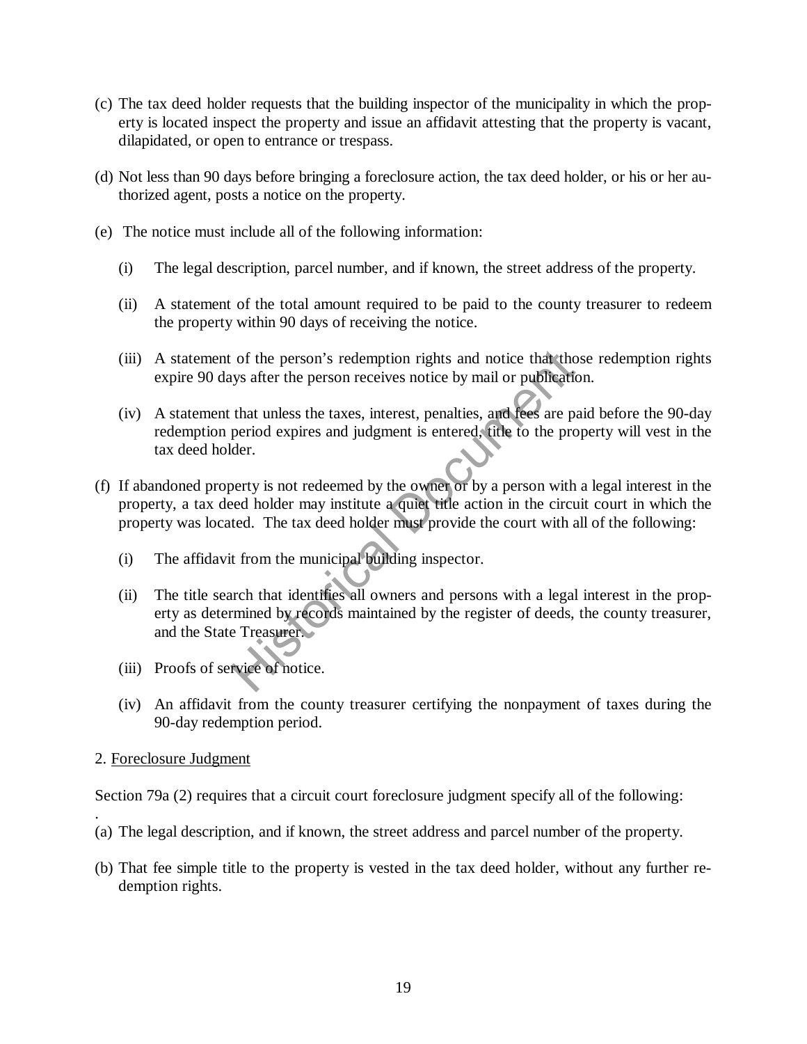(c) The tax deed holder requests that the building inspector of the municipality in which the property is located inspect the property and issue an affidavit attesting that the property is vacant, dilapidated, or open to entrance or trespass.

(d) Not less than 90 days before bringing a foreclosure action, the tax deed holder, or his or her authorized agent, posts a notice on the property.

(e) The notice must include all of the following information:

  (i) The legal description, parcel number, and if known, the street address of the property.

  (ii) A statement of the total amount required to be paid to the county treasurer to redeem the property within 90 days of receiving the notice.

  (iii) A statement of the person's redemption rights and notice that those redemption rights expire 90 days after the person receives notice by mail or publication.

  (iv) A statement that unless the taxes, interest, penalties, and fees are paid before the 90-day redemption period expires and judgment is entered, title to the property will vest in the tax deed holder.

(f) If abandoned property is not redeemed by the owner or by a person with a legal interest in the property, a tax deed holder may institute a quiet title action in the circuit court in which the property was located. The tax deed holder must provide the court with all of the following:

  (i) The affidavit from the municipal building inspector.

  (ii) The title search that identifies all owners and persons with a legal interest in the property as determined by records maintained by the register of deeds, the county treasurer, and the State Treasurer.

  (iii) Proofs of service of notice.

  (iv) An affidavit from the county treasurer certifying the nonpayment of taxes during the 90-day redemption period.

2. <u>Foreclosure Judgment</u>

Section 79a (2) requires that a circuit court foreclosure judgment specify all of the following:

.

(a) The legal description, and if known, the street address and parcel number of the property.

(b) That fee simple title to the property is vested in the tax deed holder, without any further redemption rights.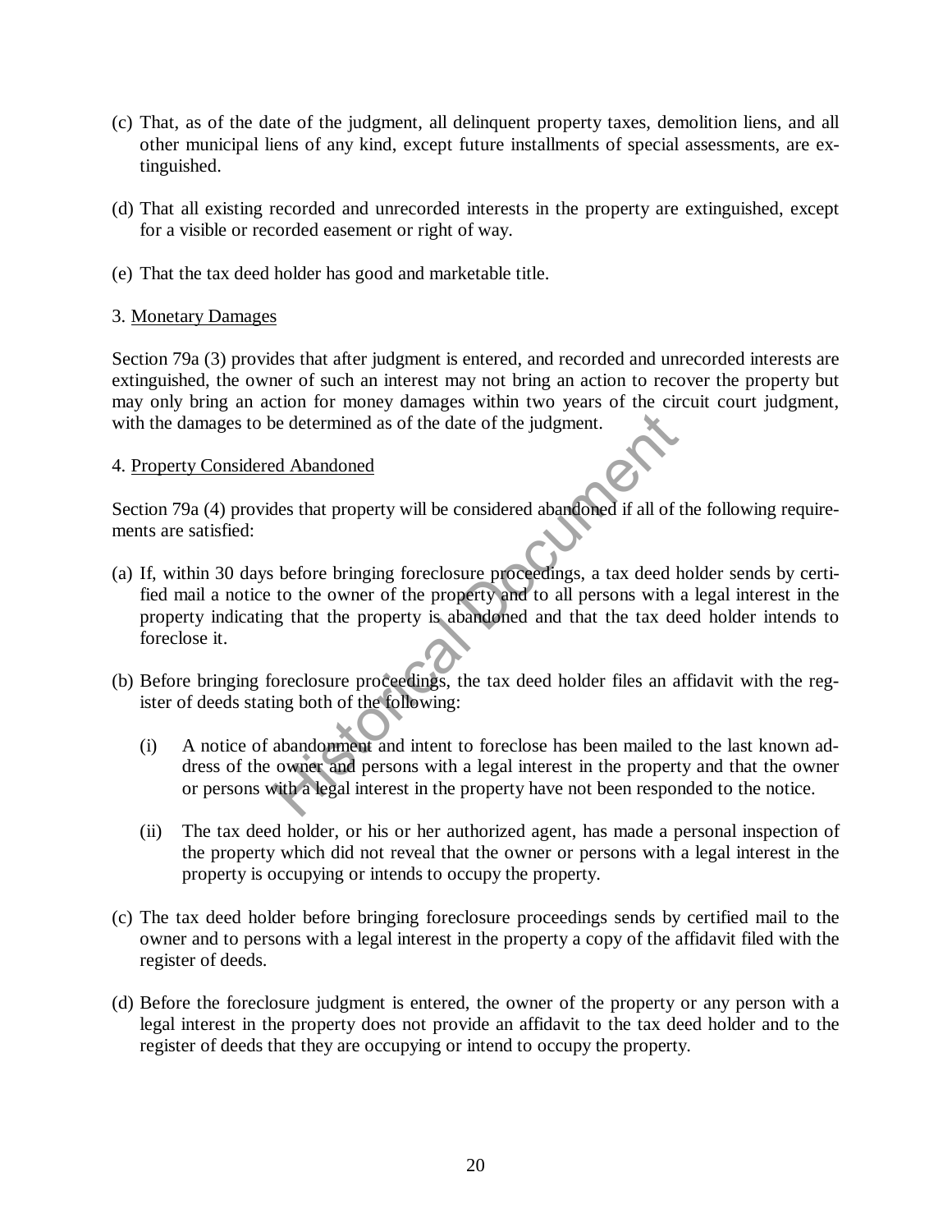(c) That, as of the date of the judgment, all delinquent property taxes, demolition liens, and all other municipal liens of any kind, except future installments of special assessments, are extinguished.

(d) That all existing recorded and unrecorded interests in the property are extinguished, except for a visible or recorded easement or right of way.

(e) That the tax deed holder has good and marketable title.

3. Monetary Damages

Section 79a (3) provides that after judgment is entered, and recorded and unrecorded interests are extinguished, the owner of such an interest may not bring an action to recover the property but may only bring an action for money damages within two years of the circuit court judgment, with the damages to be determined as of the date of the judgment.

4. Property Considered Abandoned

Section 79a (4) provides that property will be considered abandoned if all of the following requirements are satisfied:

(a) If, within 30 days before bringing foreclosure proceedings, a tax deed holder sends by certified mail a notice to the owner of the property and to all persons with a legal interest in the property indicating that the property is abandoned and that the tax deed holder intends to foreclose it.

(b) Before bringing foreclosure proceedings, the tax deed holder files an affidavit with the register of deeds stating both of the following:

   (i) A notice of abandonment and intent to foreclose has been mailed to the last known address of the owner and persons with a legal interest in the property and that the owner or persons with a legal interest in the property have not been responded to the notice.

   (ii) The tax deed holder, or his or her authorized agent, has made a personal inspection of the property which did not reveal that the owner or persons with a legal interest in the property is occupying or intends to occupy the property.

(c) The tax deed holder before bringing foreclosure proceedings sends by certified mail to the owner and to persons with a legal interest in the property a copy of the affidavit filed with the register of deeds.

(d) Before the foreclosure judgment is entered, the owner of the property or any person with a legal interest in the property does not provide an affidavit to the tax deed holder and to the register of deeds that they are occupying or intend to occupy the property.